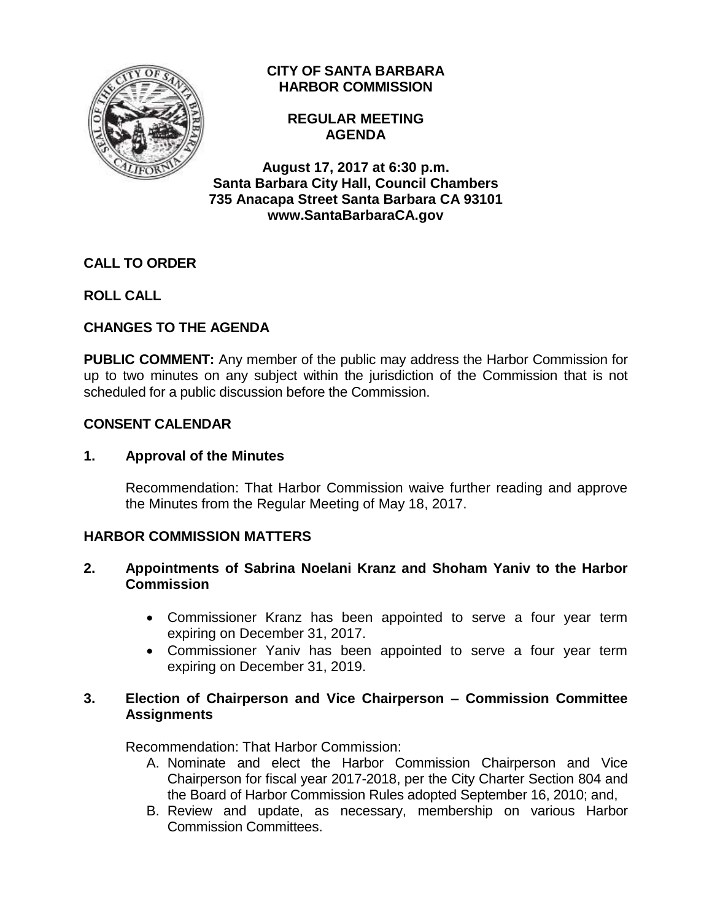# CITY OF SANTA BARBARA
# HARBOR COMMISSION

## REGULAR MEETING AGENDA

**August 17, 2017 at 6:30 p.m.**
**Santa Barbara City Hall, Council Chambers**
**735 Anacapa Street Santa Barbara CA 93101**
**www.SantaBarbaraCA.gov**

**CALL TO ORDER**

**ROLL CALL**

**CHANGES TO THE AGENDA**

**PUBLIC COMMENT:** Any member of the public may address the Harbor Commission for up to two minutes on any subject within the jurisdiction of the Commission that is not scheduled for a public discussion before the Commission.

**CONSENT CALENDAR**

**1. Approval of the Minutes**

Recommendation: That Harbor Commission waive further reading and approve the Minutes from the Regular Meeting of May 18, 2017.

**HARBOR COMMISSION MATTERS**

**2. Appointments of Sabrina Noelani Kranz and Shoham Yaniv to the Harbor Commission**

- Commissioner Kranz has been appointed to serve a four year term expiring on December 31, 2017.
- Commissioner Yaniv has been appointed to serve a four year term expiring on December 31, 2019.

**3. Election of Chairperson and Vice Chairperson – Commission Committee Assignments**

Recommendation: That Harbor Commission:

A. Nominate and elect the Harbor Commission Chairperson and Vice Chairperson for fiscal year 2017-2018, per the City Charter Section 804 and the Board of Harbor Commission Rules adopted September 16, 2010; and,
B. Review and update, as necessary, membership on various Harbor Commission Committees.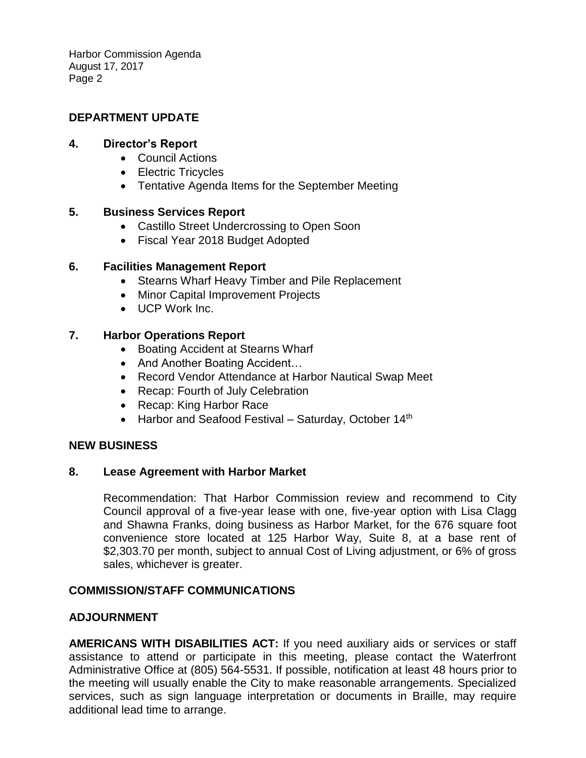## DEPARTMENT UPDATE

**4. Director's Report**

- Council Actions
- Electric Tricycles
- Tentative Agenda Items for the September Meeting

**5. Business Services Report**

- Castillo Street Undercrossing to Open Soon
- Fiscal Year 2018 Budget Adopted

**6. Facilities Management Report**

- Stearns Wharf Heavy Timber and Pile Replacement
- Minor Capital Improvement Projects
- UCP Work Inc.

**7. Harbor Operations Report**

- Boating Accident at Stearns Wharf
- And Another Boating Accident…
- Record Vendor Attendance at Harbor Nautical Swap Meet
- Recap: Fourth of July Celebration
- Recap: King Harbor Race
- Harbor and Seafood Festival – Saturday, October 14th

## NEW BUSINESS

**8. Lease Agreement with Harbor Market**

Recommendation: That Harbor Commission review and recommend to City Council approval of a five-year lease with one, five-year option with Lisa Clagg and Shawna Franks, doing business as Harbor Market, for the 676 square foot convenience store located at 125 Harbor Way, Suite 8, at a base rent of $2,303.70 per month, subject to annual Cost of Living adjustment, or 6% of gross sales, whichever is greater.

## COMMISSION/STAFF COMMUNICATIONS

## ADJOURNMENT

**AMERICANS WITH DISABILITIES ACT:** If you need auxiliary aids or services or staff assistance to attend or participate in this meeting, please contact the Waterfront Administrative Office at (805) 564-5531. If possible, notification at least 48 hours prior to the meeting will usually enable the City to make reasonable arrangements. Specialized services, such as sign language interpretation or documents in Braille, may require additional lead time to arrange.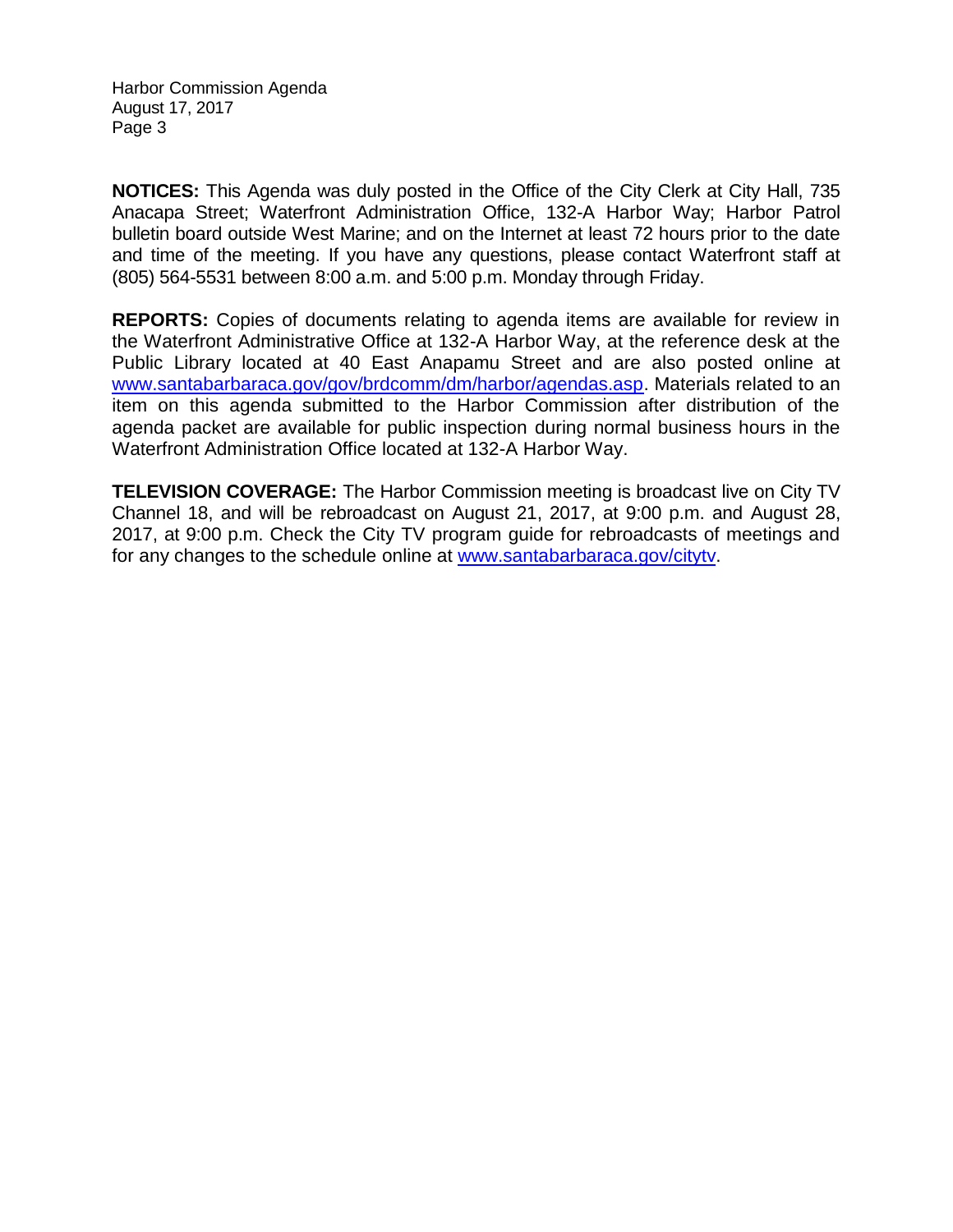**NOTICES:** This Agenda was duly posted in the Office of the City Clerk at City Hall, 735 Anacapa Street; Waterfront Administration Office, 132-A Harbor Way; Harbor Patrol bulletin board outside West Marine; and on the Internet at least 72 hours prior to the date and time of the meeting. If you have any questions, please contact Waterfront staff at (805) 564-5531 between 8:00 a.m. and 5:00 p.m. Monday through Friday.

**REPORTS:** Copies of documents relating to agenda items are available for review in the Waterfront Administrative Office at 132-A Harbor Way, at the reference desk at the Public Library located at 40 East Anapamu Street and are also posted online at www.santabarbaraca.gov/gov/brdcomm/dm/harbor/agendas.asp. Materials related to an item on this agenda submitted to the Harbor Commission after distribution of the agenda packet are available for public inspection during normal business hours in the Waterfront Administration Office located at 132-A Harbor Way.

**TELEVISION COVERAGE:** The Harbor Commission meeting is broadcast live on City TV Channel 18, and will be rebroadcast on August 21, 2017, at 9:00 p.m. and August 28, 2017, at 9:00 p.m. Check the City TV program guide for rebroadcasts of meetings and for any changes to the schedule online at www.santabarbaraca.gov/citytv.